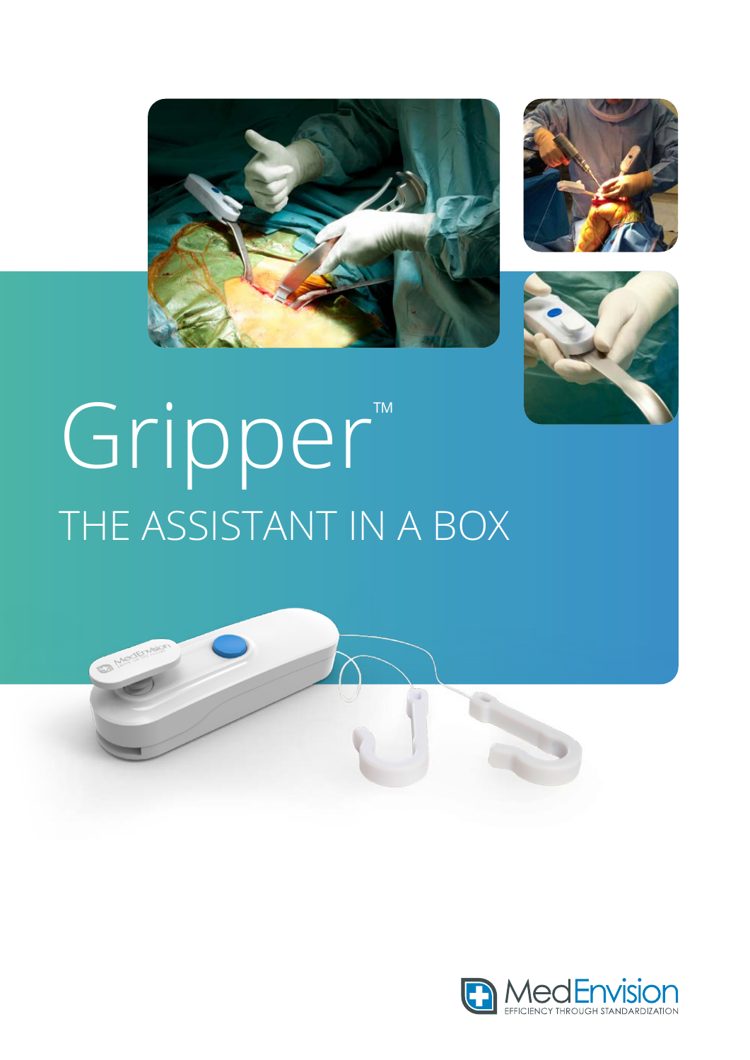# Gripper™

## THE ASSISTANT IN A BOX

MedEnvision
EFFICIENCY THROUGH STANDARDIZATION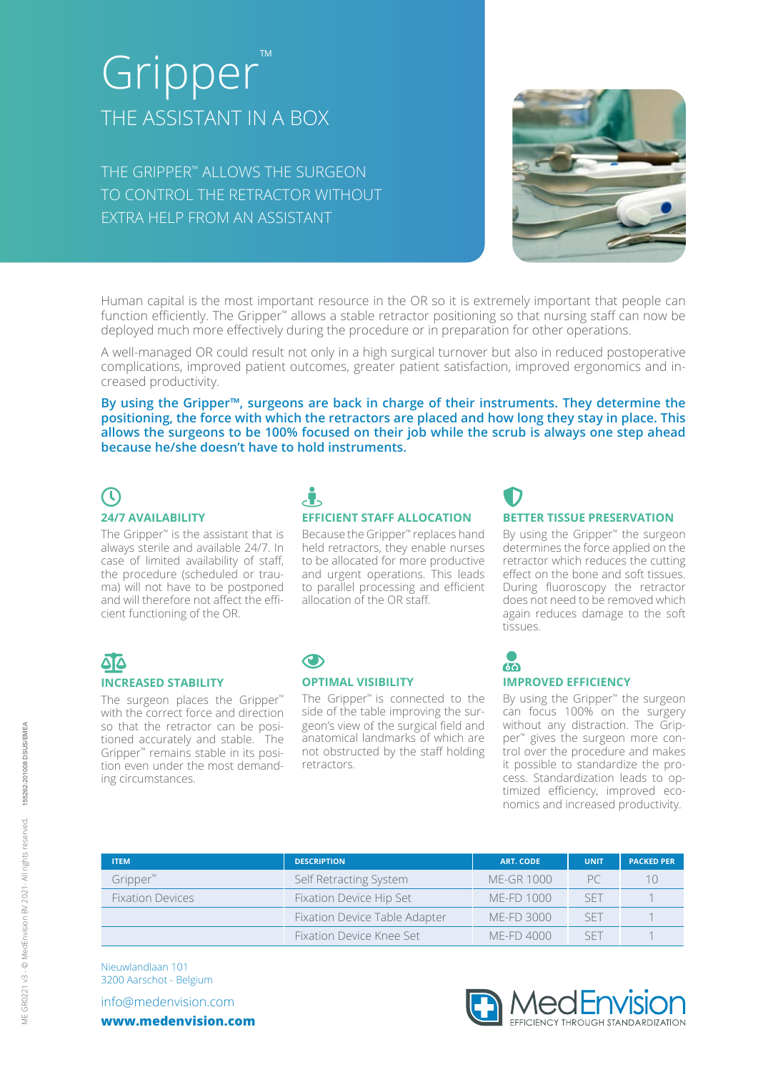# Gripper™

## THE ASSISTANT IN A BOX

THE GRIPPER™ ALLOWS THE SURGEON TO CONTROL THE RETRACTOR WITHOUT EXTRA HELP FROM AN ASSISTANT

Human capital is the most important resource in the OR so it is extremely important that people can function efficiently. The Gripper™ allows a stable retractor positioning so that nursing staff can now be deployed much more effectively during the procedure or in preparation for other operations.

A well-managed OR could result not only in a high surgical turnover but also in reduced postoperative complications, improved patient outcomes, greater patient satisfaction, improved ergonomics and increased productivity.

**By using the Gripper™, surgeons are back in charge of their instruments. They determine the positioning, the force with which the retractors are placed and how long they stay in place. This allows the surgeons to be 100% focused on their job while the scrub is always one step ahead because he/she doesn't have to hold instruments.**

### 24/7 AVAILABILITY

The Gripper™ is the assistant that is always sterile and available 24/7. In case of limited availability of staff, the procedure (scheduled or trauma) will not have to be postponed and will therefore not affect the efficient functioning of the OR.

### EFFICIENT STAFF ALLOCATION

Because the Gripper™ replaces hand held retractors, they enable nurses to be allocated for more productive and urgent operations. This leads to parallel processing and efficient allocation of the OR staff.

### BETTER TISSUE PRESERVATION

By using the Gripper™ the surgeon determines the force applied on the retractor which reduces the cutting effect on the bone and soft tissues. During fluoroscopy the retractor does not need to be removed which again reduces damage to the soft tissues.

### INCREASED STABILITY

The surgeon places the Gripper™ with the correct force and direction so that the retractor can be positioned accurately and stable. The Gripper™ remains stable in its position even under the most demanding circumstances.

### OPTIMAL VISIBILITY

The Gripper™ is connected to the side of the table improving the surgeon's view of the surgical field and anatomical landmarks of which are not obstructed by the staff holding retractors.

### IMPROVED EFFICIENCY

By using the Gripper™ the surgeon can focus 100% on the surgery without any distraction. The Gripper™ gives the surgeon more control over the procedure and makes it possible to standardize the process. Standardization leads to optimized efficiency, improved economics and increased productivity.

| ITEM | DESCRIPTION | ART. CODE | UNIT | PACKED PER |
|---|---|---|---|---|
| Gripper™ | Self Retracting System | ME-GR 1000 | PC | 10 |
| Fixation Devices | Fixation Device Hip Set | ME-FD 1000 | SET | 1 |
| | Fixation Device Table Adapter | ME-FD 3000 | SET | 1 |
| | Fixation Device Knee Set | ME-FD 4000 | SET | 1 |

Nieuwlandlaan 101
3200 Aarschot - Belgium

info@medenvision.com
**www.medenvision.com**

MedEnvision
EFFICIENCY THROUGH STANDARDIZATION

ME GR0221 v3 - © MedEnvision BV 2021- All rights reserved. 155262-201008 DSUS/EMEA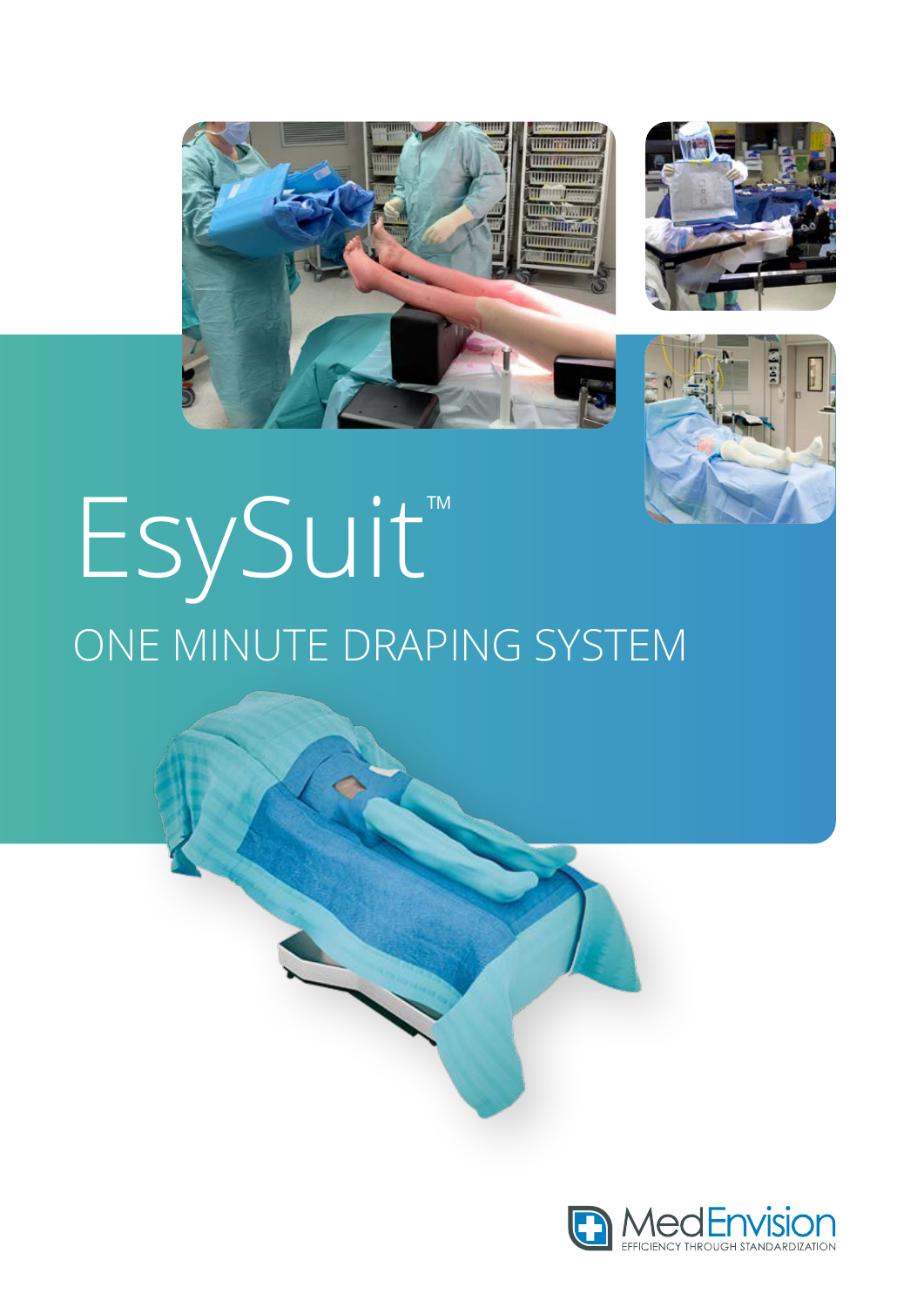# EsySuit™

## ONE MINUTE DRAPING SYSTEM

MedEnvision

EFFICIENCY THROUGH STANDARDIZATION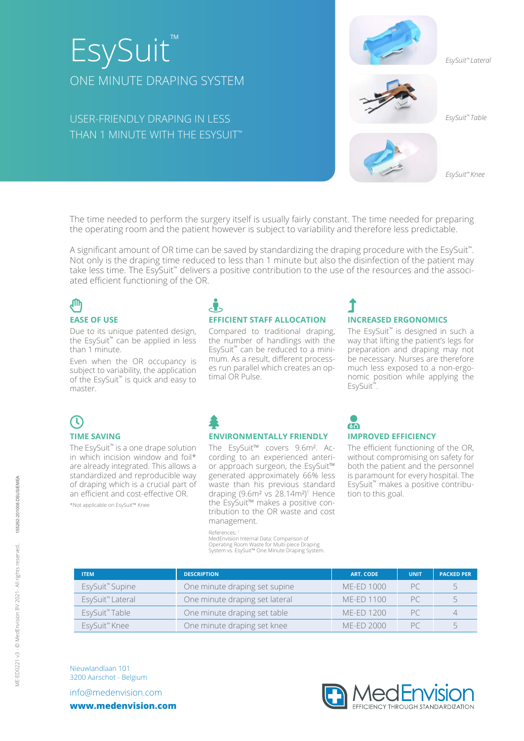# EsySuit™

## ONE MINUTE DRAPING SYSTEM

USER-FRIENDLY DRAPING IN LESS THAN 1 MINUTE WITH THE ESYSUIT™

*EsySuit™ Lateral*

*EsySuit™ Table*

*EsySuit™ Knee*

The time needed to perform the surgery itself is usually fairly constant. The time needed for preparing the operating room and the patient however is subject to variability and therefore less predictable.

A significant amount of OR time can be saved by standardizing the draping procedure with the EsySuit™. Not only is the draping time reduced to less than 1 minute but also the disinfection of the patient may take less time. The EsySuit™ delivers a positive contribution to the use of the resources and the associated efficient functioning of the OR.

### EASE OF USE

Due to its unique patented design, the EsySuit™ can be applied in less than 1 minute.

Even when the OR occupancy is subject to variability, the application of the EsySuit™ is quick and easy to master.

### EFFICIENT STAFF ALLOCATION

Compared to traditional draping, the number of handlings with the EsySuit™ can be reduced to a minimum. As a result, different processes run parallel which creates an optimal OR Pulse.

### INCREASED ERGONOMICS

The EsySuit™ is designed in such a way that lifting the patient's legs for preparation and draping may not be necessary. Nurses are therefore much less exposed to a non-ergonomic position while applying the EsySuit™.

### TIME SAVING

The EsySuit™ is a one drape solution in which incision window and foil* are already integrated. This allows a standardized and reproducible way of draping which is a crucial part of an efficient and cost-effective OR.

*Not applicable on EsySuit™ Knee

### ENVIRONMENTALLY FRIENDLY

The EsySuit™ covers 9.6m². According to an experienced anterior approach surgeon, the EsySuit™ generated approximately 66% less waste than his previous standard draping (9.6m² vs 28.14m²)[1] Hence the EsySuit™ makes a positive contribution to the OR waste and cost management.

References: [1]
MedEnvision Internal Data: Comparison of Operating Room Waste for Multi-piece Draping System vs. EsySuit™ One Minute Draping System.

### IMPROVED EFFICIENCY

The efficient functioning of the OR, without compromising on safety for both the patient and the personnel is paramount for every hospital. The EsySuit™ makes a positive contribution to this goal.

| ITEM | DESCRIPTION | ART. CODE | UNIT | PACKED PER |
|---|---|---|---|---|
| EsySuit™ Supine | One minute draping set supine | ME-ED 1000 | PC | 5 |
| EsySuit™ Lateral | One minute draping set lateral | ME-ED 1100 | PC | 5 |
| EsySuit™ Table | One minute draping set table | ME-ED 1200 | PC | 4 |
| EsySuit™ Knee | One minute draping set knee | ME-ED 2000 | PC | 5 |

Nieuwlandlaan 101
3200 Aarschot - Belgium

info@medenvision.com

**www.medenvision.com**

MedEnvision
EFFICIENCY THROUGH STANDARDIZATION

ME-ED0221 v3 - © MedEnvision BV 2021- All rights reserved. 155262-201008 DSUS/EMEA